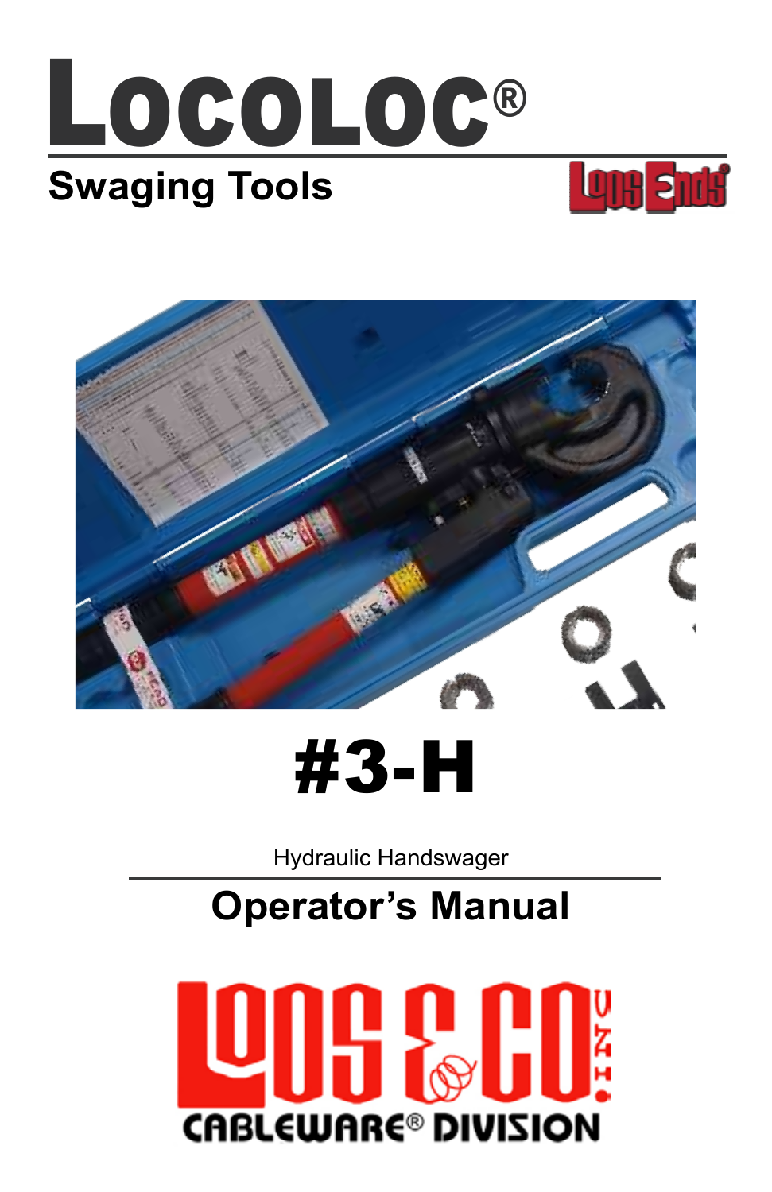# LOCOLOC®

## Swaging Tools

# #3-H

Hydraulic Handswager

## Operator's Manual

LOOS & CO. INC.

CABLEWARE® DIVISION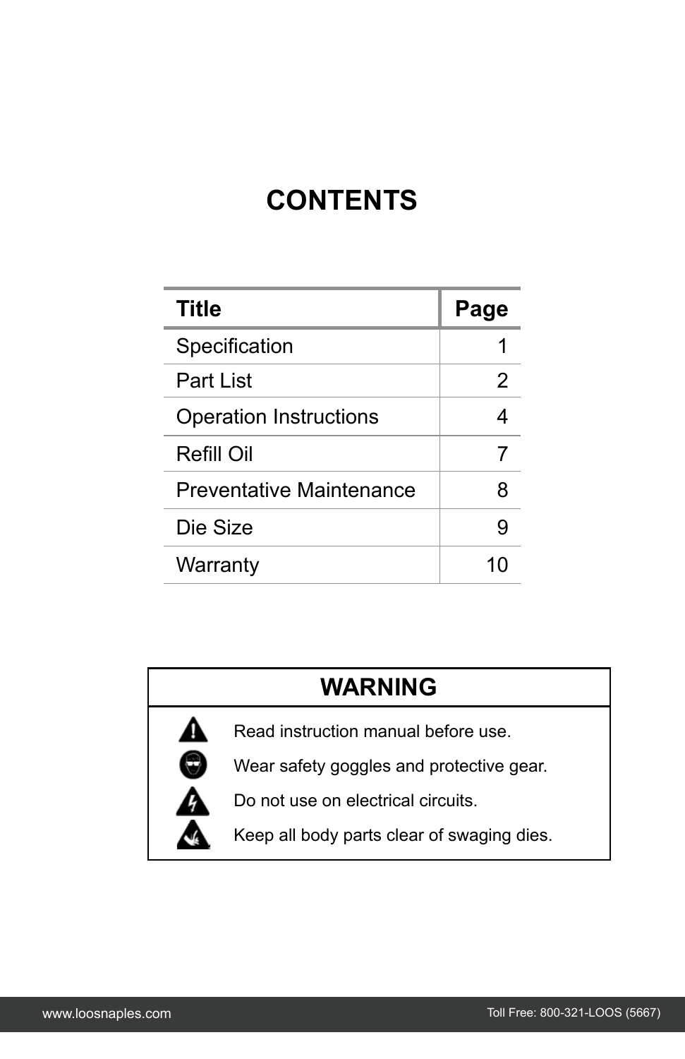# CONTENTS

| Title | Page |
| --- | --- |
| Specification | 1 |
| Part List | 2 |
| Operation Instructions | 4 |
| Refill Oil | 7 |
| Preventative Maintenance | 8 |
| Die Size | 9 |
| Warranty | 10 |

## WARNING

- Read instruction manual before use.
- Wear safety goggles and protective gear.
- Do not use on electrical circuits.
- Keep all body parts clear of swaging dies.

www.loosnaples.com

Toll Free: 800-321-LOOS (5667)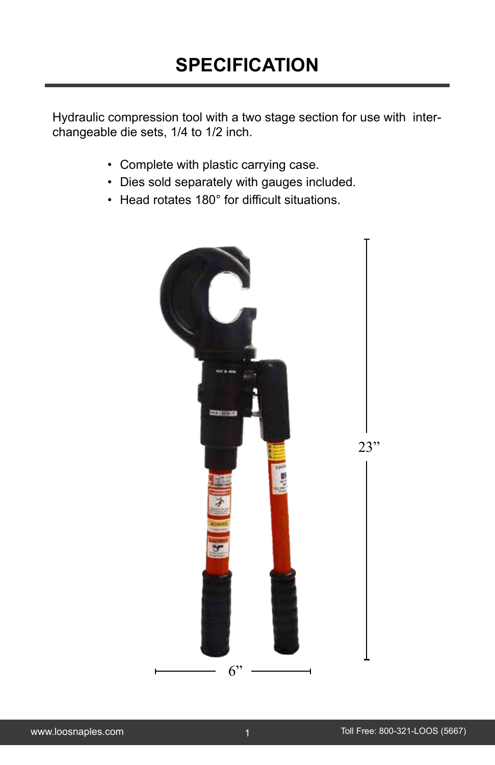# SPECIFICATION

Hydraulic compression tool with a two stage section for use with inter-changeable die sets, 1/4 to 1/2 inch.

- Complete with plastic carrying case.
- Dies sold separately with gauges included.
- Head rotates 180° for difficult situations.

23”

6”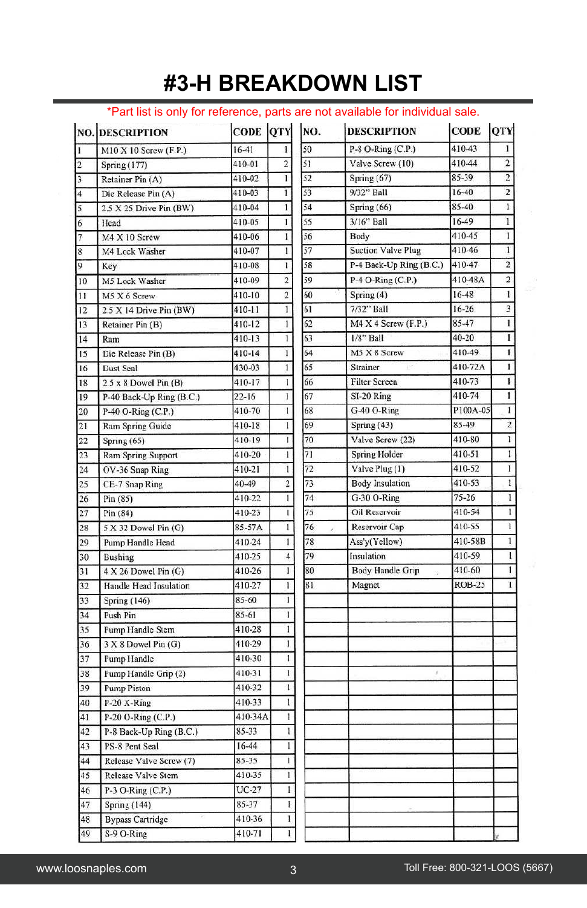# #3-H BREAKDOWN LIST

*Part list is only for reference, parts are not available for individual sale.

| NO. | DESCRIPTION | CODE | QTY |
|---|---|---|---|
| 1 | M10 X 10 Screw (F.P.) | 16-41 | 1 |
| 2 | Spring (177) | 410-01 | 2 |
| 3 | Retainer Pin (A) | 410-02 | 1 |
| 4 | Die Release Pin (A) | 410-03 | 1 |
| 5 | 2.5 X 25 Drive Pin (BW) | 410-04 | 1 |
| 6 | Head | 410-05 | 1 |
| 7 | M4 X 10 Screw | 410-06 | 1 |
| 8 | M4 Lock Washer | 410-07 | 1 |
| 9 | Key | 410-08 | 1 |
| 10 | M5 Lock Washer | 410-09 | 2 |
| 11 | M5 X 6 Screw | 410-10 | 2 |
| 12 | 2.5 X 14 Drive Pin (BW) | 410-11 | 1 |
| 13 | Retainer Pin (B) | 410-12 | 1 |
| 14 | Ram | 410-13 | 1 |
| 15 | Die Release Pin (B) | 410-14 | 1 |
| 16 | Dust Seal | 430-03 | 1 |
| 18 | 2.5 x 8 Dowel Pin (B) | 410-17 | 1 |
| 19 | P-40 Back-Up Ring (B.C.) | 22-16 | 1 |
| 20 | P-40 O-Ring (C.P.) | 410-70 | 1 |
| 21 | Ram Spring Guide | 410-18 | 1 |
| 22 | Spring (65) | 410-19 | 1 |
| 23 | Ram Spring Support | 410-20 | 1 |
| 24 | OV-36 Snap Ring | 410-21 | 1 |
| 25 | CE-7 Snap Ring | 40-49 | 2 |
| 26 | Pin (85) | 410-22 | 1 |
| 27 | Pin (84) | 410-23 | 1 |
| 28 | 5 X 32 Dowel Pin (G) | 85-57A | 1 |
| 29 | Pump Handle Head | 410-24 | 1 |
| 30 | Bushing | 410-25 | 4 |
| 31 | 4 X 26 Dowel Pin (G) | 410-26 | 1 |
| 32 | Handle Head Insulation | 410-27 | 1 |
| 33 | Spring (146) | 85-60 | 1 |
| 34 | Push Pin | 85-61 | 1 |
| 35 | Pump Handle Stem | 410-28 | 1 |
| 36 | 3 X 8 Dowel Pin (G) | 410-29 | 1 |
| 37 | Pump Handle | 410-30 | 1 |
| 38 | Pump Handle Grip (2) | 410-31 | 1 |
| 39 | Pump Piston | 410-32 | 1 |
| 40 | P-20 X-Ring | 410-33 | 1 |
| 41 | P-20 O-Ring (C.P.) | 410-34A | 1 |
| 42 | P-8 Back-Up Ring (B.C.) | 85-33 | 1 |
| 43 | PS-8 Pent Seal | 16-44 | 1 |
| 44 | Release Valve Screw (7) | 85-35 | 1 |
| 45 | Release Valve Stem | 410-35 | 1 |
| 46 | P-3 O-Ring (C.P.) | UC-27 | 1 |
| 47 | Spring (144) | 85-37 | 1 |
| 48 | Bypass Cartridge | 410-36 | 1 |
| 49 | S-9 O-Ring | 410-71 | 1 |
| 50 | P-8 O-Ring (C.P.) | 410-43 | 1 |
| 51 | Valve Screw (10) | 410-44 | 2 |
| 52 | Spring (67) | 85-39 | 2 |
| 53 | 9/32" Ball | 16-40 | 2 |
| 54 | Spring (66) | 85-40 | 1 |
| 55 | 3/16" Ball | 16-49 | 1 |
| 56 | Body | 410-45 | 1 |
| 57 | Suction Valve Plug | 410-46 | 1 |
| 58 | P-4 Back-Up Ring (B.C.) | 410-47 | 2 |
| 59 | P-4 O-Ring (C.P.) | 410-48A | 2 |
| 60 | Spring (4) | 16-48 | 1 |
| 61 | 7/32" Ball | 16-26 | 3 |
| 62 | M4 X 4 Screw (F.P.) | 85-47 | 1 |
| 63 | 1/8" Ball | 40-20 | 1 |
| 64 | M5 X 8 Screw | 410-49 | 1 |
| 65 | Strainer | 410-72A | 1 |
| 66 | Filter Screen | 410-73 | 1 |
| 67 | SI-20 Ring | 410-74 | 1 |
| 68 | G-40 O-Ring | P100A-05 | 1 |
| 69 | Spring (43) | 85-49 | 2 |
| 70 | Valve Screw (22) | 410-80 | 1 |
| 71 | Spring Holder | 410-51 | 1 |
| 72 | Valve Plug (1) | 410-52 | 1 |
| 73 | Body Insulation | 410-53 | 1 |
| 74 | G-30 O-Ring | 75-26 | 1 |
| 75 | Oil Reservoir | 410-54 | 1 |
| 76 | Reservoir Cap | 410-55 | 1 |
| 78 | Ass'y(Yellow) | 410-58B | 1 |
| 79 | Insulation | 410-59 | 1 |
| 80 | Body Handle Grip | 410-60 | 1 |
| 81 | Magnet | ROB-25 | 1 |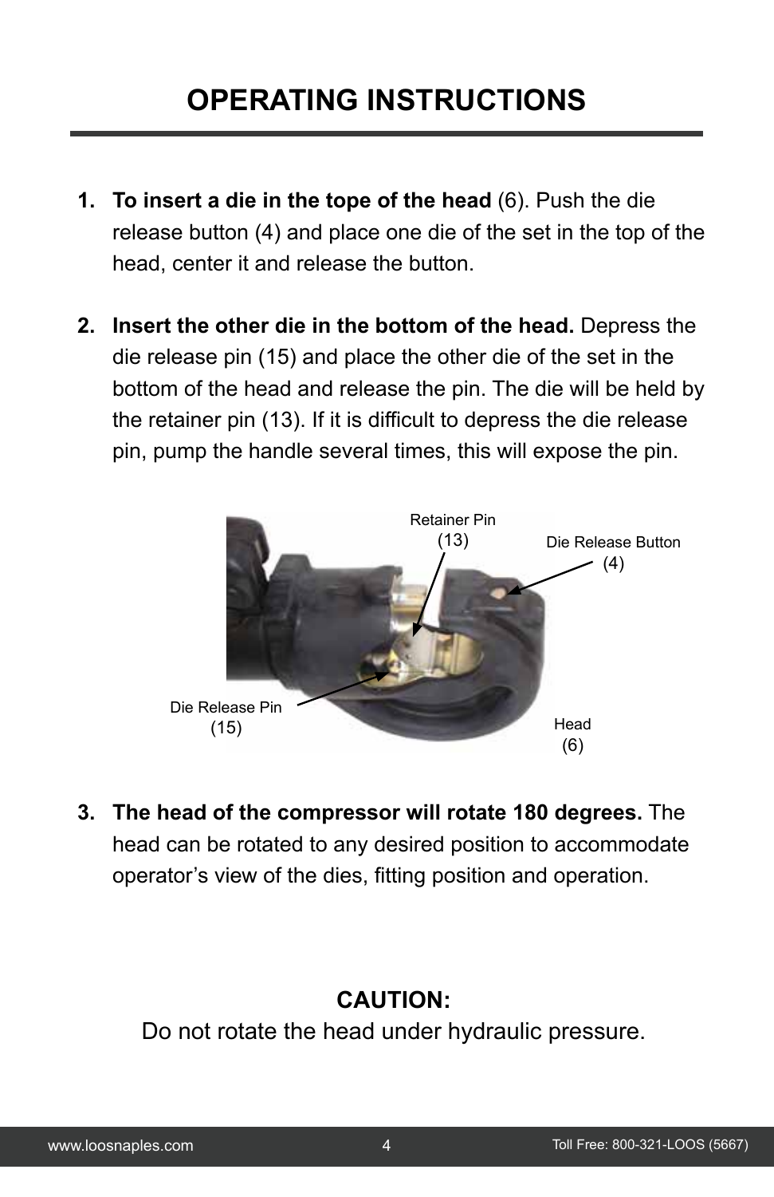# OPERATING INSTRUCTIONS

1. **To insert a die in the tope of the head** (6). Push the die release button (4) and place one die of the set in the top of the head, center it and release the button.

2. **Insert the other die in the bottom of the head.** Depress the die release pin (15) and place the other die of the set in the bottom of the head and release the pin. The die will be held by the retainer pin (13). If it is difficult to depress the die release pin, pump the handle several times, this will expose the pin.

Retainer Pin (13)

Die Release Button (4)

Die Release Pin (15)

Head (6)

3. **The head of the compressor will rotate 180 degrees.** The head can be rotated to any desired position to accommodate operator's view of the dies, fitting position and operation.

**CAUTION:**

Do not rotate the head under hydraulic pressure.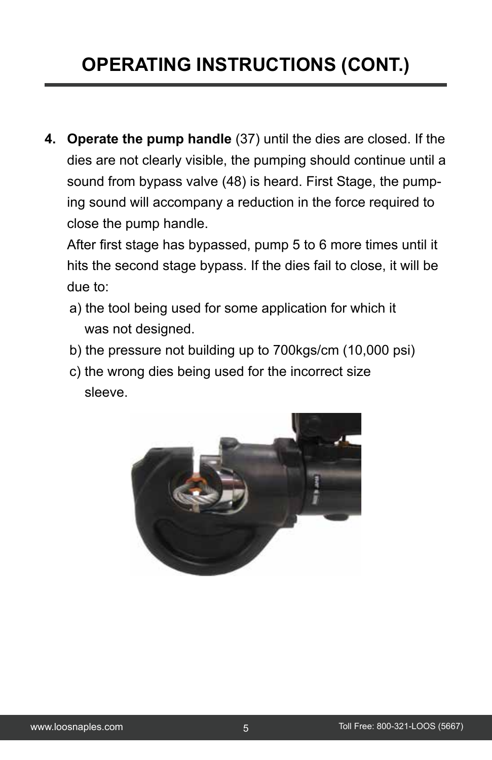# OPERATING INSTRUCTIONS (CONT.)

4. **Operate the pump handle** (37) until the dies are closed. If the dies are not clearly visible, the pumping should continue until a sound from bypass valve (48) is heard. First Stage, the pumping sound will accompany a reduction in the force required to close the pump handle.

   After first stage has bypassed, pump 5 to 6 more times until it hits the second stage bypass. If the dies fail to close, it will be due to:

   a) the tool being used for some application for which it was not designed.

   b) the pressure not building up to 700kgs/cm (10,000 psi)

   c) the wrong dies being used for the incorrect size sleeve.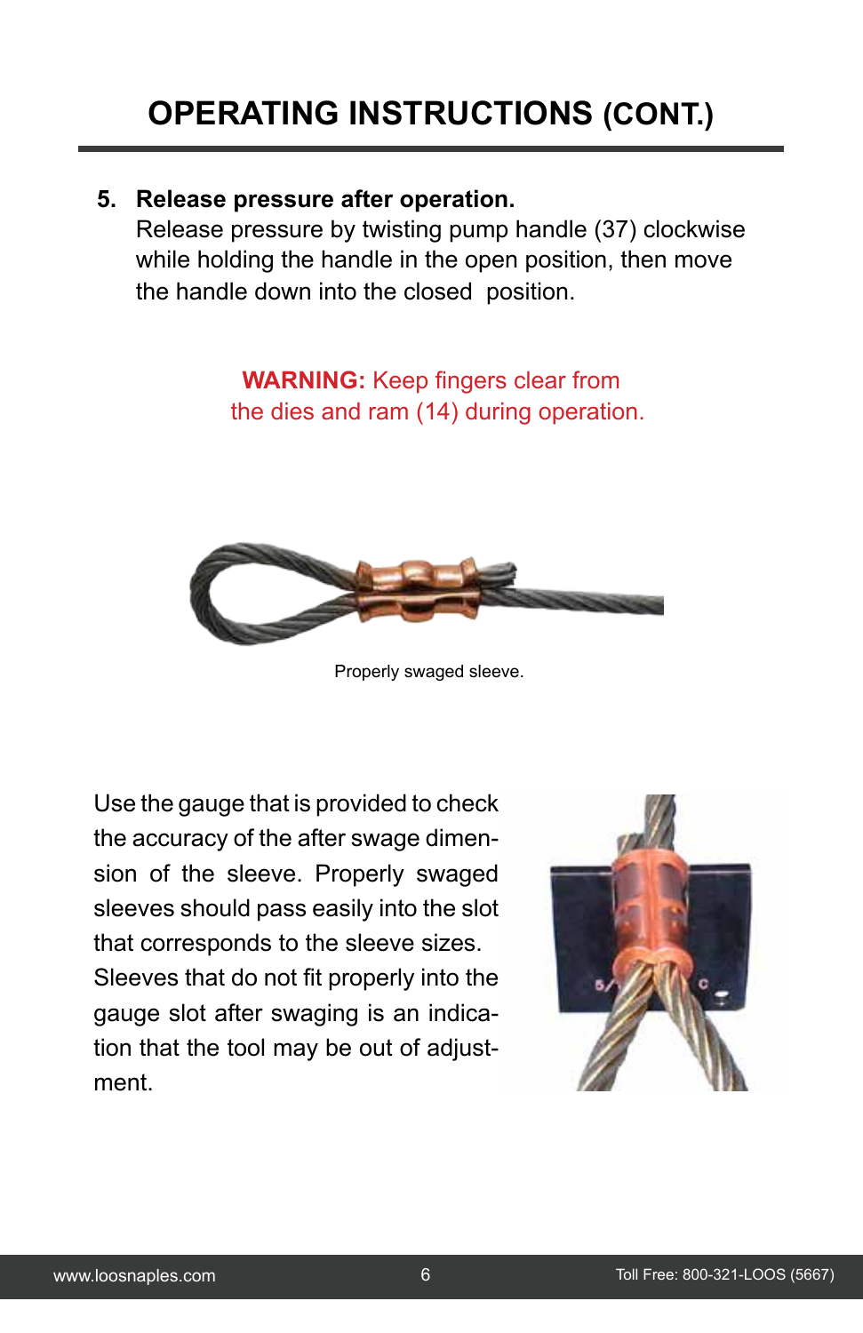# OPERATING INSTRUCTIONS (CONT.)

5. **Release pressure after operation.**
   Release pressure by twisting pump handle (37) clockwise while holding the handle in the open position, then move the handle down into the closed position.

**WARNING:** Keep fingers clear from the dies and ram (14) during operation.

Properly swaged sleeve.

Use the gauge that is provided to check the accuracy of the after swage dimension of the sleeve. Properly swaged sleeves should pass easily into the slot that corresponds to the sleeve sizes. Sleeves that do not fit properly into the gauge slot after swaging is an indication that the tool may be out of adjustment.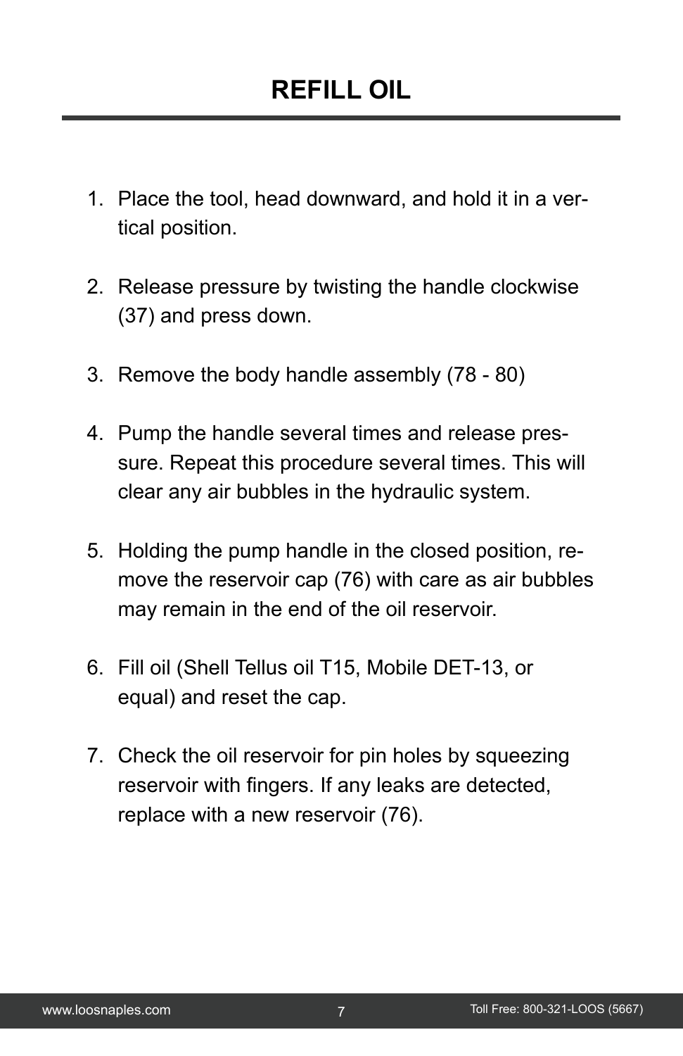# REFILL OIL

1. Place the tool, head downward, and hold it in a vertical position.

2. Release pressure by twisting the handle clockwise (37) and press down.

3. Remove the body handle assembly (78 - 80)

4. Pump the handle several times and release pressure. Repeat this procedure several times. This will clear any air bubbles in the hydraulic system.

5. Holding the pump handle in the closed position, remove the reservoir cap (76) with care as air bubbles may remain in the end of the oil reservoir.

6. Fill oil (Shell Tellus oil T15, Mobile DET-13, or equal) and reset the cap.

7. Check the oil reservoir for pin holes by squeezing reservoir with fingers. If any leaks are detected, replace with a new reservoir (76).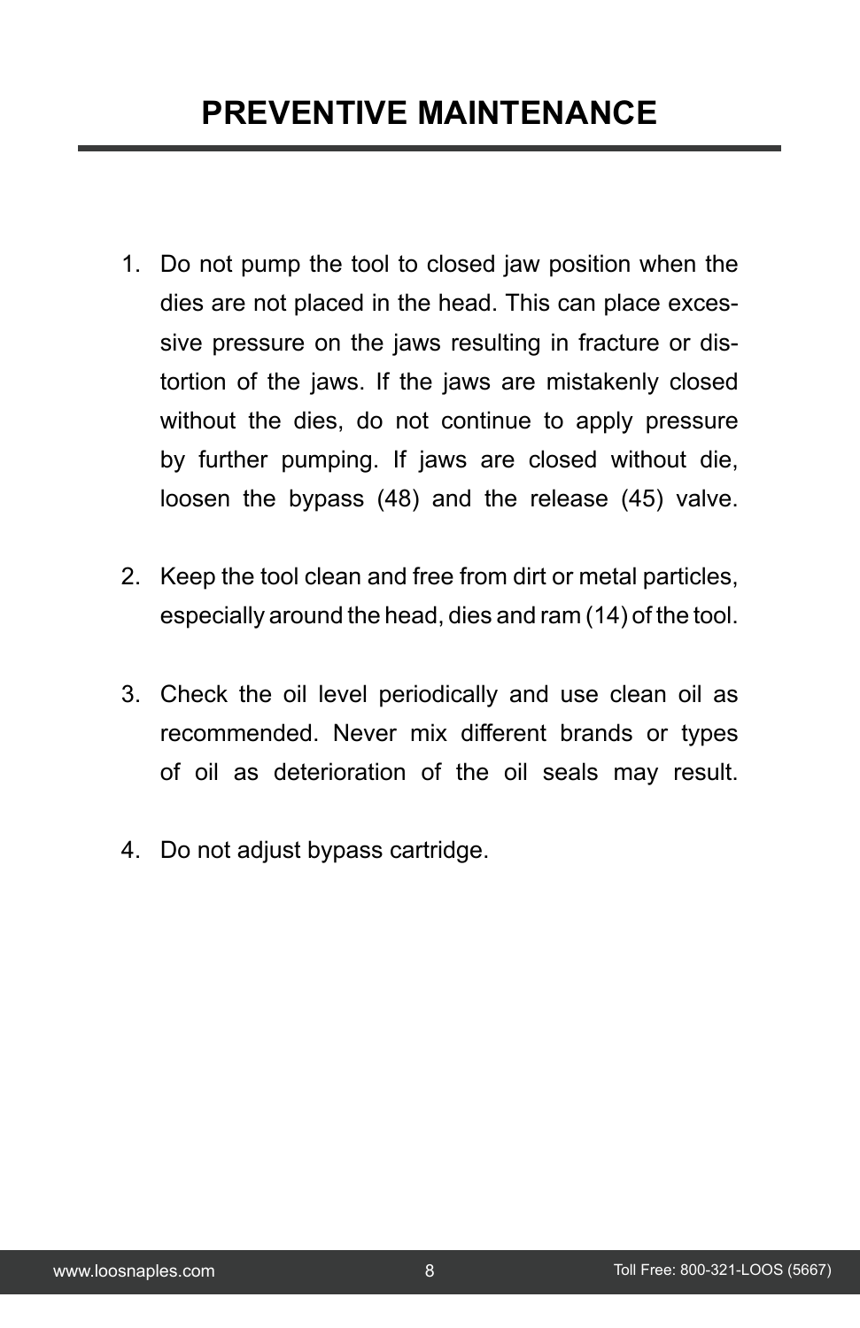# PREVENTIVE MAINTENANCE

1. Do not pump the tool to closed jaw position when the dies are not placed in the head. This can place excessive pressure on the jaws resulting in fracture or distortion of the jaws. If the jaws are mistakenly closed without the dies, do not continue to apply pressure by further pumping. If jaws are closed without die, loosen the bypass (48) and the release (45) valve.

2. Keep the tool clean and free from dirt or metal particles, especially around the head, dies and ram (14) of the tool.

3. Check the oil level periodically and use clean oil as recommended. Never mix different brands or types of oil as deterioration of the oil seals may result.

4. Do not adjust bypass cartridge.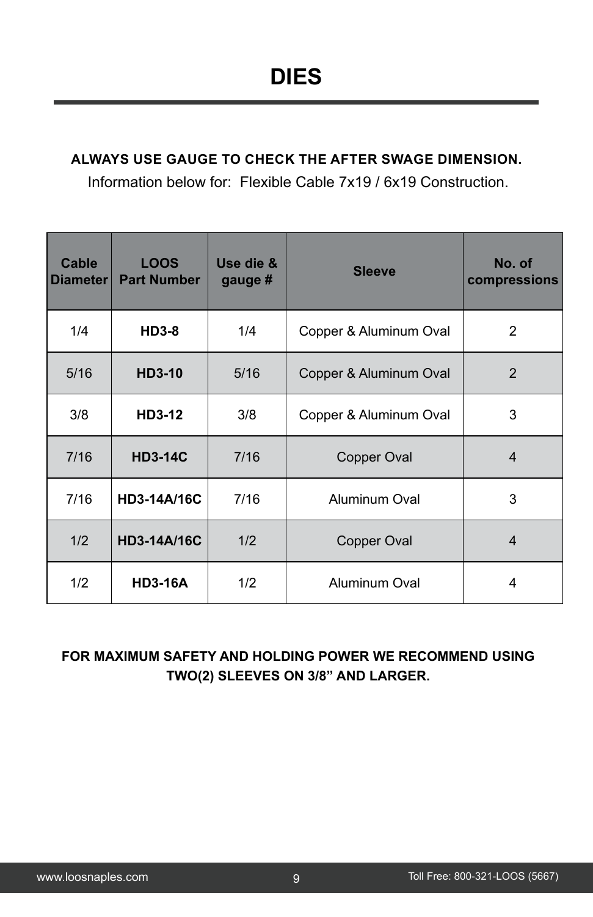# DIES

**ALWAYS USE GAUGE TO CHECK THE AFTER SWAGE DIMENSION.**

Information below for: Flexible Cable 7x19 / 6x19 Construction.

| Cable Diameter | LOOS Part Number | Use die & gauge # | Sleeve | No. of compressions |
|---|---|---|---|---|
| 1/4 | **HD3-8** | 1/4 | Copper & Aluminum Oval | 2 |
| 5/16 | **HD3-10** | 5/16 | Copper & Aluminum Oval | 2 |
| 3/8 | **HD3-12** | 3/8 | Copper & Aluminum Oval | 3 |
| 7/16 | **HD3-14C** | 7/16 | Copper Oval | 4 |
| 7/16 | **HD3-14A/16C** | 7/16 | Aluminum Oval | 3 |
| 1/2 | **HD3-14A/16C** | 1/2 | Copper Oval | 4 |
| 1/2 | **HD3-16A** | 1/2 | Aluminum Oval | 4 |

**FOR MAXIMUM SAFETY AND HOLDING POWER WE RECOMMEND USING TWO(2) SLEEVES ON 3/8" AND LARGER.**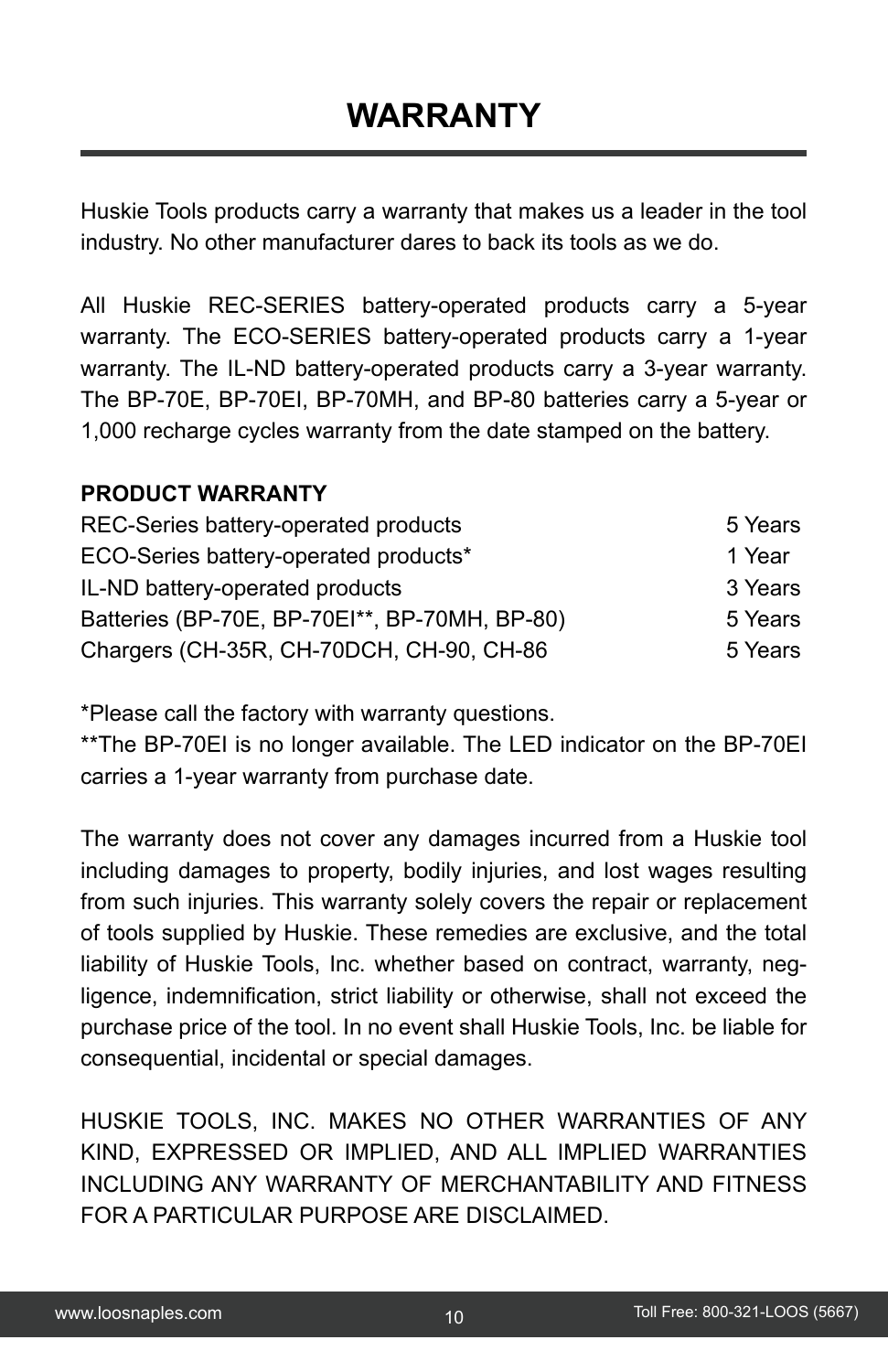# WARRANTY

Huskie Tools products carry a warranty that makes us a leader in the tool industry. No other manufacturer dares to back its tools as we do.

All Huskie REC-SERIES battery-operated products carry a 5-year warranty. The ECO-SERIES battery-operated products carry a 1-year warranty. The IL-ND battery-operated products carry a 3-year warranty. The BP-70E, BP-70EI, BP-70MH, and BP-80 batteries carry a 5-year or 1,000 recharge cycles warranty from the date stamped on the battery.

**PRODUCT WARRANTY**

| | |
|---|---|
| REC-Series battery-operated products | 5 Years |
| ECO-Series battery-operated products* | 1 Year |
| IL-ND battery-operated products | 3 Years |
| Batteries (BP-70E, BP-70EI**, BP-70MH, BP-80) | 5 Years |
| Chargers (CH-35R, CH-70DCH, CH-90, CH-86 | 5 Years |

*Please call the factory with warranty questions.

**The BP-70EI is no longer available. The LED indicator on the BP-70EI carries a 1-year warranty from purchase date.

The warranty does not cover any damages incurred from a Huskie tool including damages to property, bodily injuries, and lost wages resulting from such injuries. This warranty solely covers the repair or replacement of tools supplied by Huskie. These remedies are exclusive, and the total liability of Huskie Tools, Inc. whether based on contract, warranty, negligence, indemnification, strict liability or otherwise, shall not exceed the purchase price of the tool. In no event shall Huskie Tools, Inc. be liable for consequential, incidental or special damages.

HUSKIE TOOLS, INC. MAKES NO OTHER WARRANTIES OF ANY KIND, EXPRESSED OR IMPLIED, AND ALL IMPLIED WARRANTIES INCLUDING ANY WARRANTY OF MERCHANTABILITY AND FITNESS FOR A PARTICULAR PURPOSE ARE DISCLAIMED.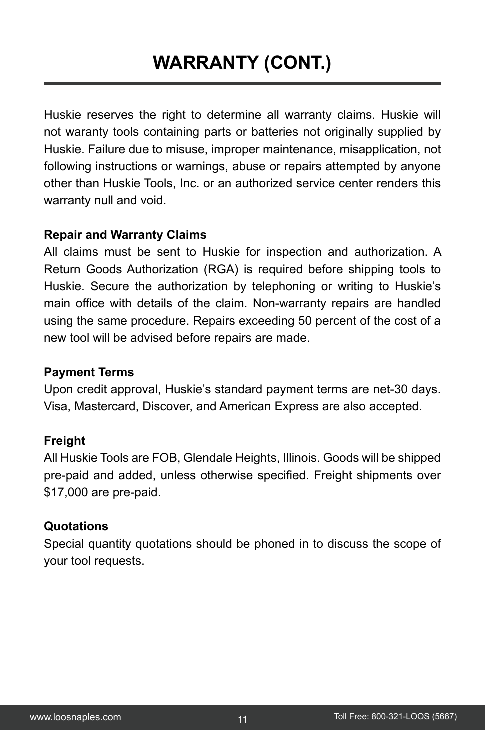# WARRANTY (CONT.)

Huskie reserves the right to determine all warranty claims. Huskie will not waranty tools containing parts or batteries not originally supplied by Huskie. Failure due to misuse, improper maintenance, misapplication, not following instructions or warnings, abuse or repairs attempted by anyone other than Huskie Tools, Inc. or an authorized service center renders this warranty null and void.

**Repair and Warranty Claims**

All claims must be sent to Huskie for inspection and authorization. A Return Goods Authorization (RGA) is required before shipping tools to Huskie. Secure the authorization by telephoning or writing to Huskie's main office with details of the claim. Non-warranty repairs are handled using the same procedure. Repairs exceeding 50 percent of the cost of a new tool will be advised before repairs are made.

**Payment Terms**

Upon credit approval, Huskie's standard payment terms are net-30 days. Visa, Mastercard, Discover, and American Express are also accepted.

**Freight**

All Huskie Tools are FOB, Glendale Heights, Illinois. Goods will be shipped pre-paid and added, unless otherwise specified. Freight shipments over $17,000 are pre-paid.

**Quotations**

Special quantity quotations should be phoned in to discuss the scope of your tool requests.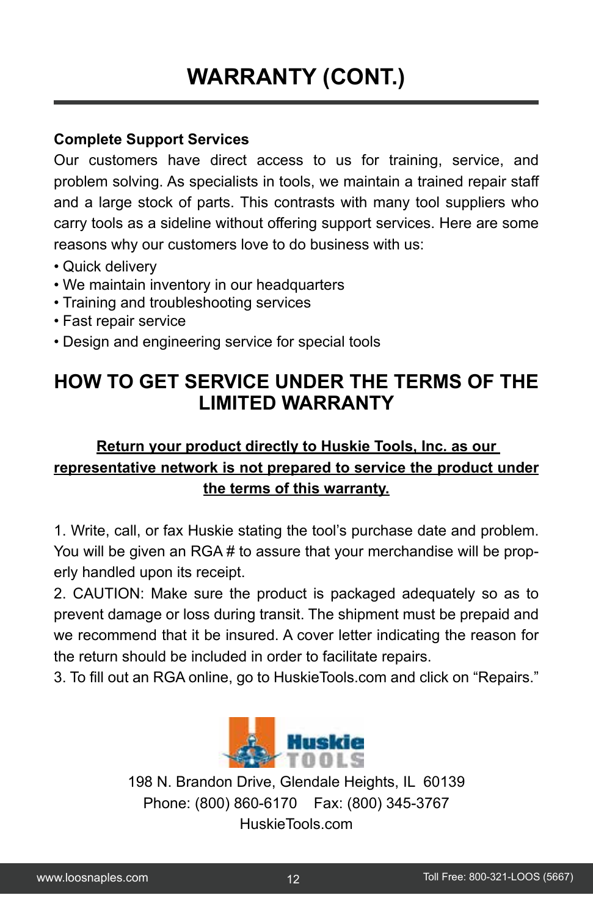# WARRANTY (CONT.)

**Complete Support Services**

Our customers have direct access to us for training, service, and problem solving. As specialists in tools, we maintain a trained repair staff and a large stock of parts. This contrasts with many tool suppliers who carry tools as a sideline without offering support services. Here are some reasons why our customers love to do business with us:

- Quick delivery
- We maintain inventory in our headquarters
- Training and troubleshooting services
- Fast repair service
- Design and engineering service for special tools

## HOW TO GET SERVICE UNDER THE TERMS OF THE LIMITED WARRANTY

**Return your product directly to Huskie Tools, Inc. as our representative network is not prepared to service the product under the terms of this warranty.**

1. Write, call, or fax Huskie stating the tool's purchase date and problem. You will be given an RGA # to assure that your merchandise will be properly handled upon its receipt.
2. CAUTION: Make sure the product is packaged adequately so as to prevent damage or loss during transit. The shipment must be prepaid and we recommend that it be insured. A cover letter indicating the reason for the return should be included in order to facilitate repairs.
3. To fill out an RGA online, go to HuskieTools.com and click on "Repairs."

Huskie TOOLS

198 N. Brandon Drive, Glendale Heights, IL 60139
Phone: (800) 860-6170 Fax: (800) 345-3767
HuskieTools.com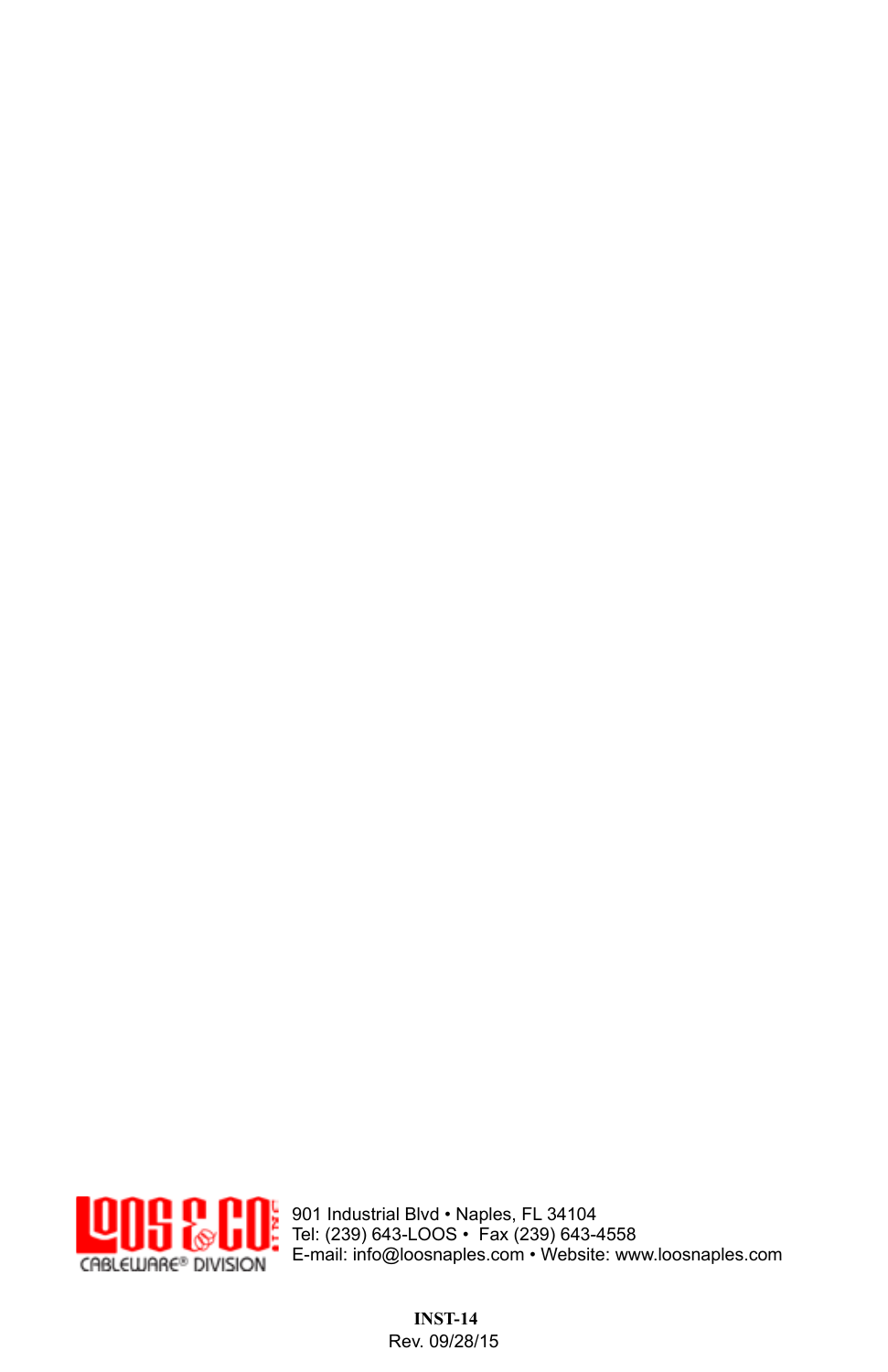LOOS & CO. INC.
CABLEWARE® DIVISION

901 Industrial Blvd • Naples, FL 34104
Tel: (239) 643-LOOS • Fax (239) 643-4558
E-mail: info@loosnaples.com • Website: www.loosnaples.com

**INST-14**
Rev. 09/28/15